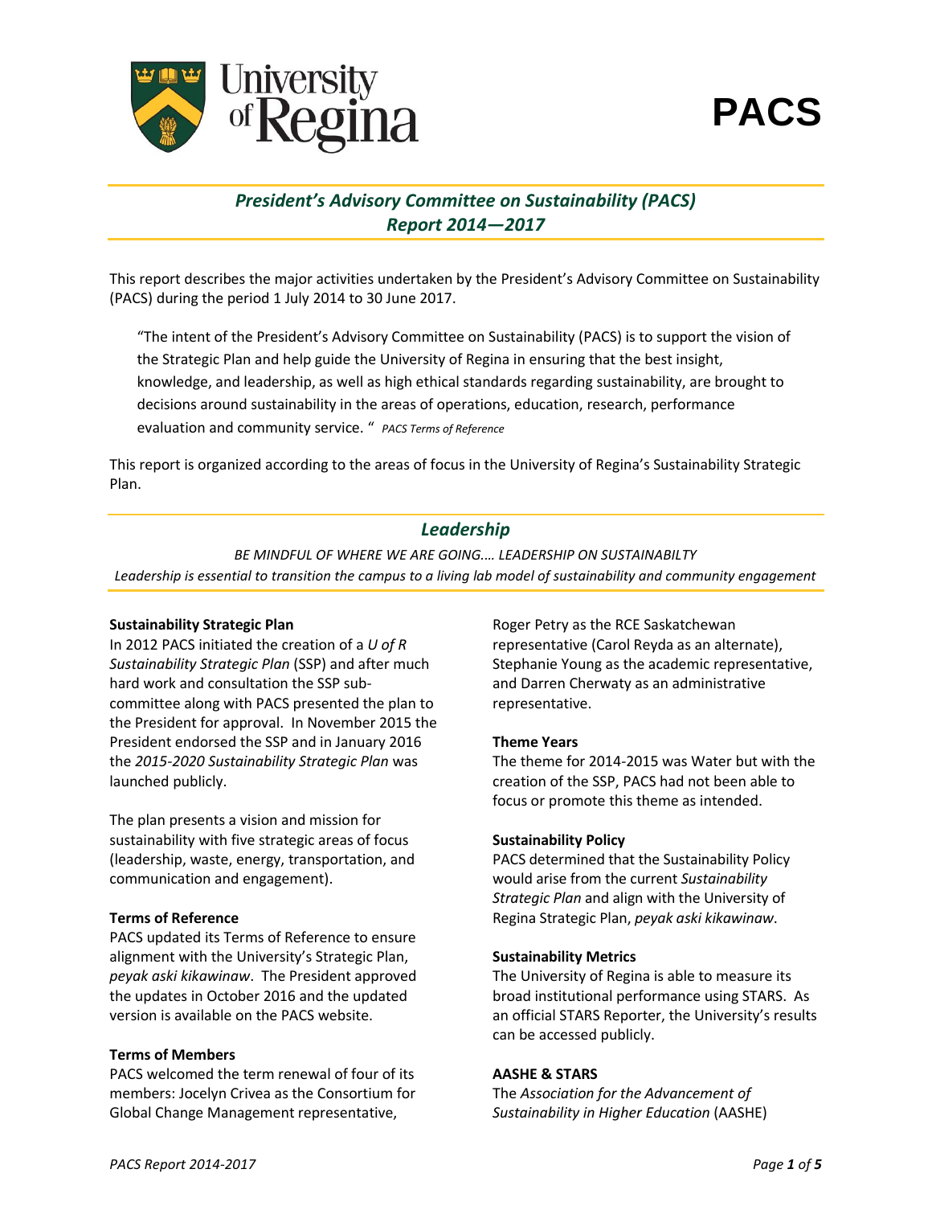PACS

# *President's Advisory Committee on Sustainability (PACS) Report 2014—2017*

This report describes the major activities undertaken by the President's Advisory Committee on Sustainability (PACS) during the period 1 July 2014 to 30 June 2017.

> "The intent of the President's Advisory Committee on Sustainability (PACS) is to support the vision of the Strategic Plan and help guide the University of Regina in ensuring that the best insight, knowledge, and leadership, as well as high ethical standards regarding sustainability, are brought to decisions around sustainability in the areas of operations, education, research, performance evaluation and community service. " *PACS Terms of Reference*

This report is organized according to the areas of focus in the University of Regina's Sustainability Strategic Plan.

## *Leadership*

*BE MINDFUL OF WHERE WE ARE GOING…. LEADERSHIP ON SUSTAINABILTY*

*Leadership is essential to transition the campus to a living lab model of sustainability and community engagement*

**Sustainability Strategic Plan**

In 2012 PACS initiated the creation of a *U of R Sustainability Strategic Plan* (SSP) and after much hard work and consultation the SSP sub-committee along with PACS presented the plan to the President for approval. In November 2015 the President endorsed the SSP and in January 2016 the *2015-2020 Sustainability Strategic Plan* was launched publicly.

The plan presents a vision and mission for sustainability with five strategic areas of focus (leadership, waste, energy, transportation, and communication and engagement).

**Terms of Reference**

PACS updated its Terms of Reference to ensure alignment with the University's Strategic Plan, *peyak aski kikawinaw*. The President approved the updates in October 2016 and the updated version is available on the PACS website.

**Terms of Members**

PACS welcomed the term renewal of four of its members: Jocelyn Crivea as the Consortium for Global Change Management representative, Roger Petry as the RCE Saskatchewan representative (Carol Reyda as an alternate), Stephanie Young as the academic representative, and Darren Cherwaty as an administrative representative.

**Theme Years**

The theme for 2014-2015 was Water but with the creation of the SSP, PACS had not been able to focus or promote this theme as intended.

**Sustainability Policy**

PACS determined that the Sustainability Policy would arise from the current *Sustainability Strategic Plan* and align with the University of Regina Strategic Plan, *peyak aski kikawinaw*.

**Sustainability Metrics**

The University of Regina is able to measure its broad institutional performance using STARS. As an official STARS Reporter, the University's results can be accessed publicly.

**AASHE & STARS**

The *Association for the Advancement of Sustainability in Higher Education* (AASHE)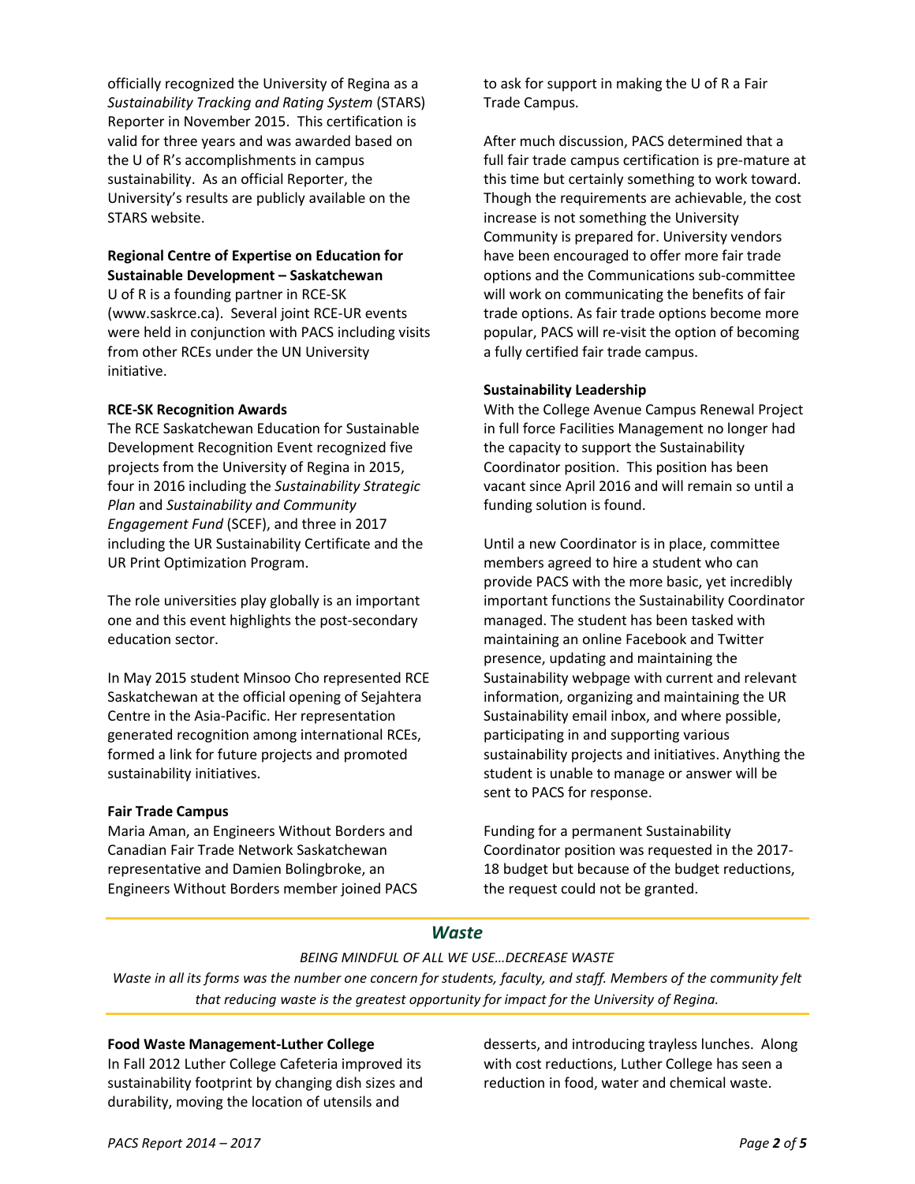officially recognized the University of Regina as a *Sustainability Tracking and Rating System* (STARS) Reporter in November 2015. This certification is valid for three years and was awarded based on the U of R's accomplishments in campus sustainability. As an official Reporter, the University's results are publicly available on the STARS website.

**Regional Centre of Expertise on Education for Sustainable Development – Saskatchewan**

U of R is a founding partner in RCE-SK (www.saskrce.ca). Several joint RCE-UR events were held in conjunction with PACS including visits from other RCEs under the UN University initiative.

**RCE-SK Recognition Awards**

The RCE Saskatchewan Education for Sustainable Development Recognition Event recognized five projects from the University of Regina in 2015, four in 2016 including the *Sustainability Strategic Plan* and *Sustainability and Community Engagement Fund* (SCEF), and three in 2017 including the UR Sustainability Certificate and the UR Print Optimization Program.

The role universities play globally is an important one and this event highlights the post-secondary education sector.

In May 2015 student Minsoo Cho represented RCE Saskatchewan at the official opening of Sejahtera Centre in the Asia-Pacific. Her representation generated recognition among international RCEs, formed a link for future projects and promoted sustainability initiatives.

**Fair Trade Campus**

Maria Aman, an Engineers Without Borders and Canadian Fair Trade Network Saskatchewan representative and Damien Bolingbroke, an Engineers Without Borders member joined PACS to ask for support in making the U of R a Fair Trade Campus.

After much discussion, PACS determined that a full fair trade campus certification is pre-mature at this time but certainly something to work toward. Though the requirements are achievable, the cost increase is not something the University Community is prepared for. University vendors have been encouraged to offer more fair trade options and the Communications sub-committee will work on communicating the benefits of fair trade options. As fair trade options become more popular, PACS will re-visit the option of becoming a fully certified fair trade campus.

**Sustainability Leadership**

With the College Avenue Campus Renewal Project in full force Facilities Management no longer had the capacity to support the Sustainability Coordinator position. This position has been vacant since April 2016 and will remain so until a funding solution is found.

Until a new Coordinator is in place, committee members agreed to hire a student who can provide PACS with the more basic, yet incredibly important functions the Sustainability Coordinator managed. The student has been tasked with maintaining an online Facebook and Twitter presence, updating and maintaining the Sustainability webpage with current and relevant information, organizing and maintaining the UR Sustainability email inbox, and where possible, participating in and supporting various sustainability projects and initiatives. Anything the student is unable to manage or answer will be sent to PACS for response.

Funding for a permanent Sustainability Coordinator position was requested in the 2017-18 budget but because of the budget reductions, the request could not be granted.

## *Waste*

*BEING MINDFUL OF ALL WE USE…DECREASE WASTE*

*Waste in all its forms was the number one concern for students, faculty, and staff. Members of the community felt that reducing waste is the greatest opportunity for impact for the University of Regina.*

**Food Waste Management-Luther College**

In Fall 2012 Luther College Cafeteria improved its sustainability footprint by changing dish sizes and durability, moving the location of utensils and desserts, and introducing trayless lunches. Along with cost reductions, Luther College has seen a reduction in food, water and chemical waste.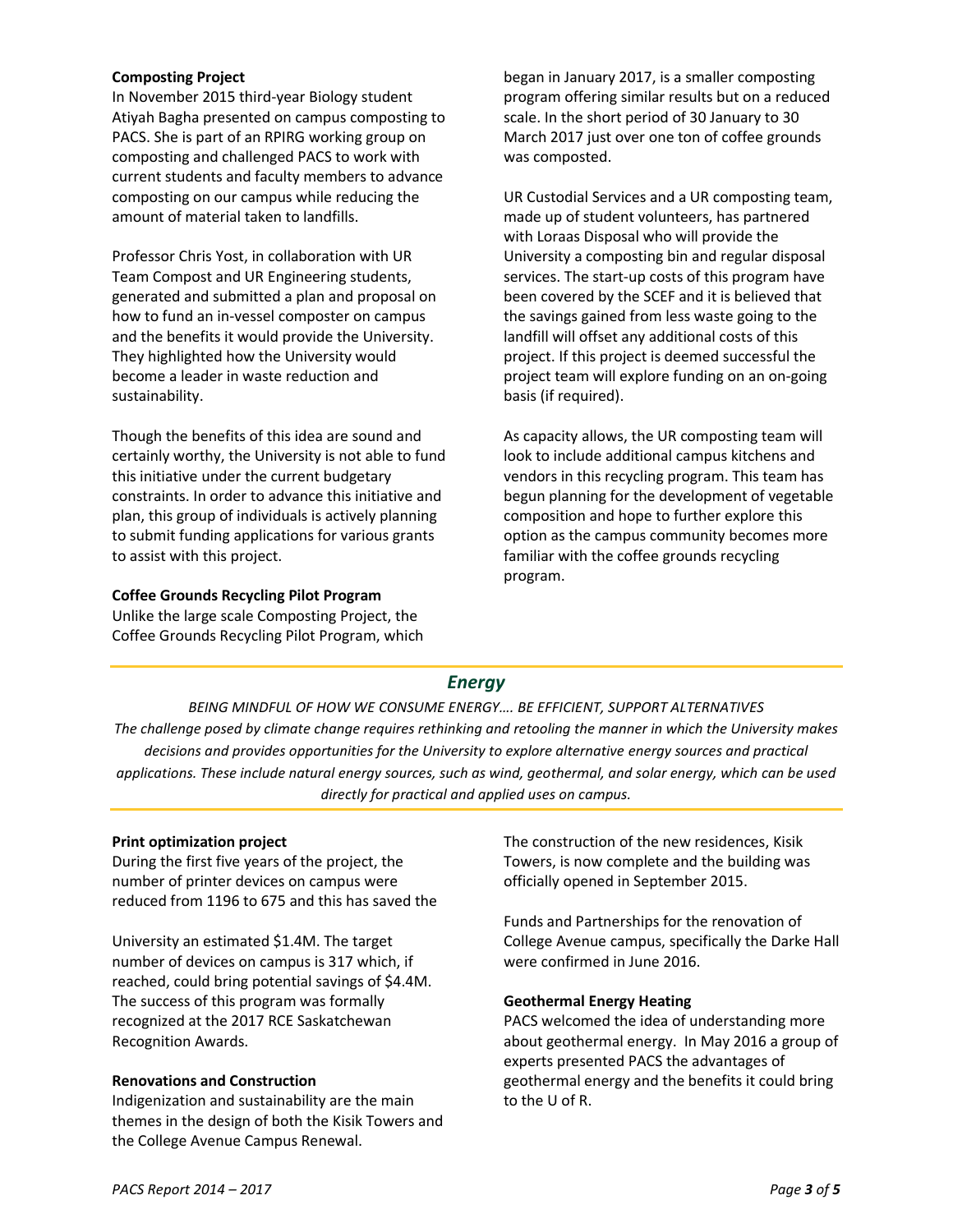**Composting Project**

In November 2015 third-year Biology student Atiyah Bagha presented on campus composting to PACS. She is part of an RPIRG working group on composting and challenged PACS to work with current students and faculty members to advance composting on our campus while reducing the amount of material taken to landfills.

Professor Chris Yost, in collaboration with UR Team Compost and UR Engineering students, generated and submitted a plan and proposal on how to fund an in-vessel composter on campus and the benefits it would provide the University. They highlighted how the University would become a leader in waste reduction and sustainability.

Though the benefits of this idea are sound and certainly worthy, the University is not able to fund this initiative under the current budgetary constraints. In order to advance this initiative and plan, this group of individuals is actively planning to submit funding applications for various grants to assist with this project.

**Coffee Grounds Recycling Pilot Program**

Unlike the large scale Composting Project, the Coffee Grounds Recycling Pilot Program, which began in January 2017, is a smaller composting program offering similar results but on a reduced scale. In the short period of 30 January to 30 March 2017 just over one ton of coffee grounds was composted.

UR Custodial Services and a UR composting team, made up of student volunteers, has partnered with Loraas Disposal who will provide the University a composting bin and regular disposal services. The start-up costs of this program have been covered by the SCEF and it is believed that the savings gained from less waste going to the landfill will offset any additional costs of this project. If this project is deemed successful the project team will explore funding on an on-going basis (if required).

As capacity allows, the UR composting team will look to include additional campus kitchens and vendors in this recycling program. This team has begun planning for the development of vegetable composition and hope to further explore this option as the campus community becomes more familiar with the coffee grounds recycling program.

## *Energy*

*BEING MINDFUL OF HOW WE CONSUME ENERGY…. BE EFFICIENT, SUPPORT ALTERNATIVES*

*The challenge posed by climate change requires rethinking and retooling the manner in which the University makes decisions and provides opportunities for the University to explore alternative energy sources and practical applications. These include natural energy sources, such as wind, geothermal, and solar energy, which can be used directly for practical and applied uses on campus.*

**Print optimization project**

During the first five years of the project, the number of printer devices on campus were reduced from 1196 to 675 and this has saved the University an estimated $1.4M. The target number of devices on campus is 317 which, if reached, could bring potential savings of $4.4M. The success of this program was formally recognized at the 2017 RCE Saskatchewan Recognition Awards.

**Renovations and Construction**

Indigenization and sustainability are the main themes in the design of both the Kisik Towers and the College Avenue Campus Renewal.

The construction of the new residences, Kisik Towers, is now complete and the building was officially opened in September 2015.

Funds and Partnerships for the renovation of College Avenue campus, specifically the Darke Hall were confirmed in June 2016.

**Geothermal Energy Heating**

PACS welcomed the idea of understanding more about geothermal energy. In May 2016 a group of experts presented PACS the advantages of geothermal energy and the benefits it could bring to the U of R.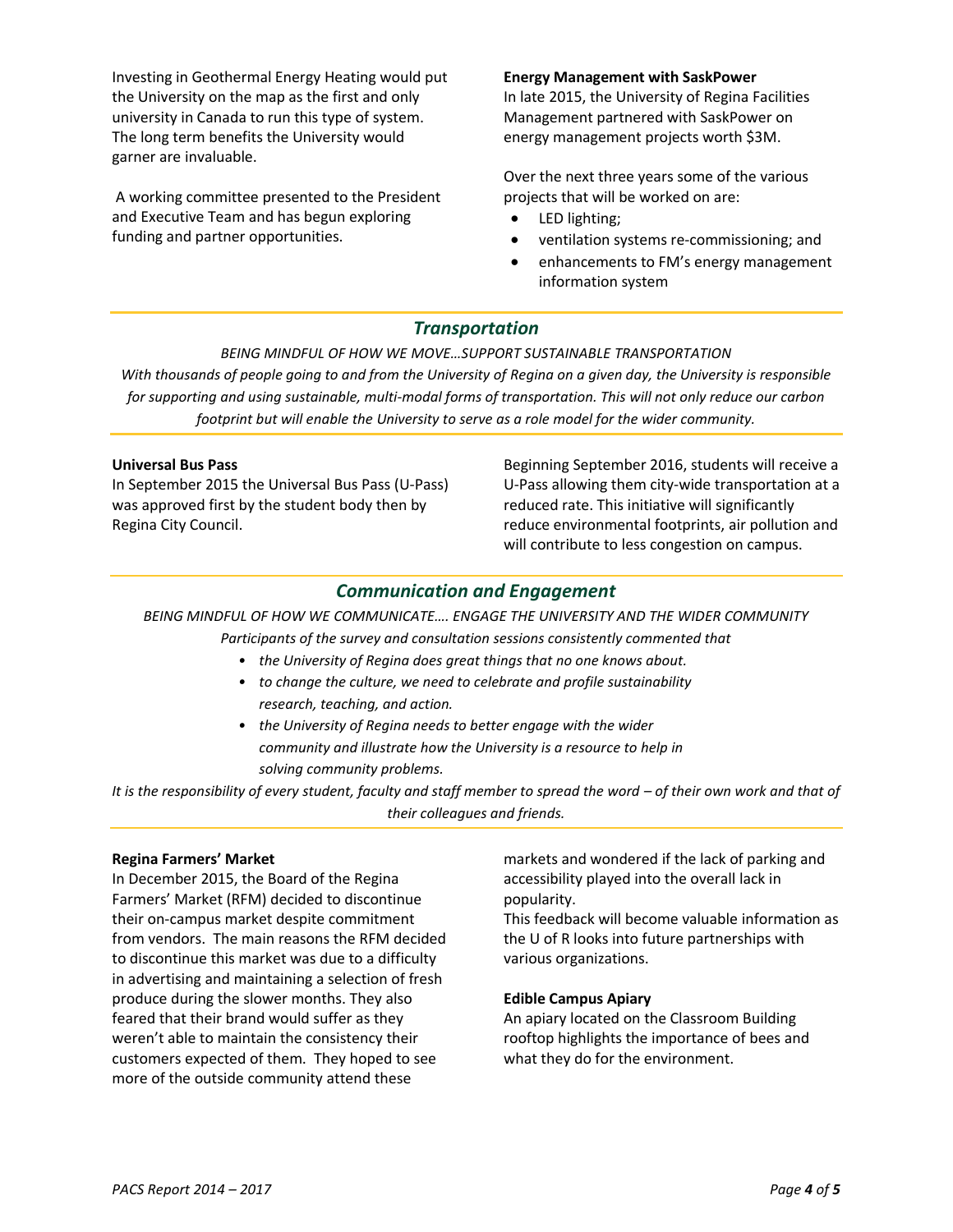Investing in Geothermal Energy Heating would put the University on the map as the first and only university in Canada to run this type of system. The long term benefits the University would garner are invaluable.

A working committee presented to the President and Executive Team and has begun exploring funding and partner opportunities.

**Energy Management with SaskPower**

In late 2015, the University of Regina Facilities Management partnered with SaskPower on energy management projects worth $3M.

Over the next three years some of the various projects that will be worked on are:

- LED lighting;
- ventilation systems re-commissioning; and
- enhancements to FM's energy management information system

## *Transportation*

*BEING MINDFUL OF HOW WE MOVE…SUPPORT SUSTAINABLE TRANSPORTATION*

*With thousands of people going to and from the University of Regina on a given day, the University is responsible for supporting and using sustainable, multi-modal forms of transportation. This will not only reduce our carbon footprint but will enable the University to serve as a role model for the wider community.*

**Universal Bus Pass**

In September 2015 the Universal Bus Pass (U-Pass) was approved first by the student body then by Regina City Council.

Beginning September 2016, students will receive a U-Pass allowing them city-wide transportation at a reduced rate. This initiative will significantly reduce environmental footprints, air pollution and will contribute to less congestion on campus.

## *Communication and Engagement*

*BEING MINDFUL OF HOW WE COMMUNICATE…. ENGAGE THE UNIVERSITY AND THE WIDER COMMUNITY*

*Participants of the survey and consultation sessions consistently commented that*

- *the University of Regina does great things that no one knows about.*
- *to change the culture, we need to celebrate and profile sustainability research, teaching, and action.*
- *the University of Regina needs to better engage with the wider community and illustrate how the University is a resource to help in solving community problems.*

*It is the responsibility of every student, faculty and staff member to spread the word – of their own work and that of their colleagues and friends.*

**Regina Farmers' Market**

In December 2015, the Board of the Regina Farmers' Market (RFM) decided to discontinue their on-campus market despite commitment from vendors. The main reasons the RFM decided to discontinue this market was due to a difficulty in advertising and maintaining a selection of fresh produce during the slower months. They also feared that their brand would suffer as they weren't able to maintain the consistency their customers expected of them. They hoped to see more of the outside community attend these markets and wondered if the lack of parking and accessibility played into the overall lack in popularity.

This feedback will become valuable information as the U of R looks into future partnerships with various organizations.

**Edible Campus Apiary**

An apiary located on the Classroom Building rooftop highlights the importance of bees and what they do for the environment.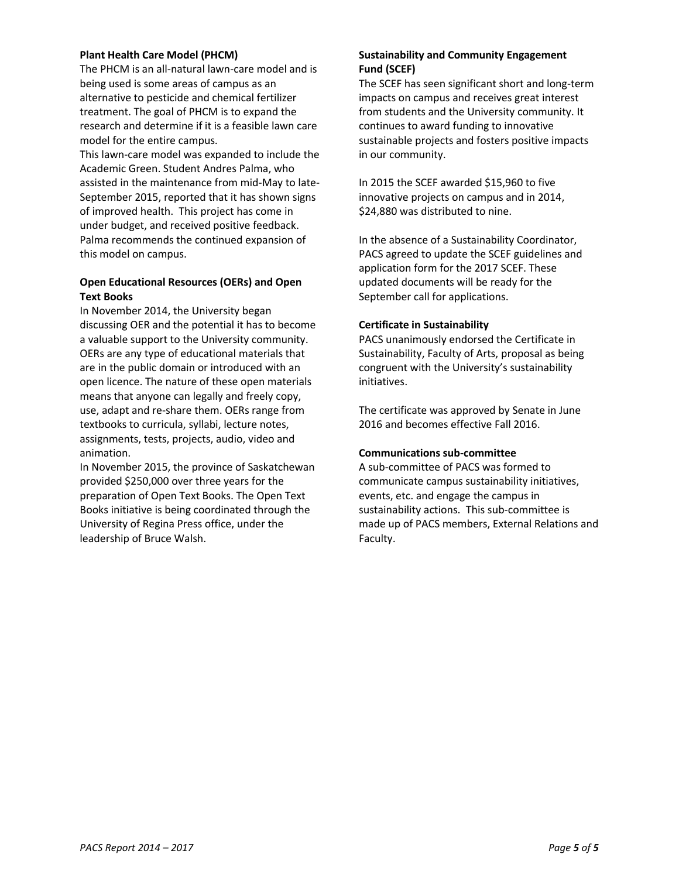**Plant Health Care Model (PHCM)**

The PHCM is an all-natural lawn-care model and is being used is some areas of campus as an alternative to pesticide and chemical fertilizer treatment. The goal of PHCM is to expand the research and determine if it is a feasible lawn care model for the entire campus.

This lawn-care model was expanded to include the Academic Green. Student Andres Palma, who assisted in the maintenance from mid-May to late-September 2015, reported that it has shown signs of improved health. This project has come in under budget, and received positive feedback. Palma recommends the continued expansion of this model on campus.

**Open Educational Resources (OERs) and Open Text Books**

In November 2014, the University began discussing OER and the potential it has to become a valuable support to the University community. OERs are any type of educational materials that are in the public domain or introduced with an open licence. The nature of these open materials means that anyone can legally and freely copy, use, adapt and re-share them. OERs range from textbooks to curricula, syllabi, lecture notes, assignments, tests, projects, audio, video and animation.

In November 2015, the province of Saskatchewan provided $250,000 over three years for the preparation of Open Text Books. The Open Text Books initiative is being coordinated through the University of Regina Press office, under the leadership of Bruce Walsh.

**Sustainability and Community Engagement Fund (SCEF)**

The SCEF has seen significant short and long-term impacts on campus and receives great interest from students and the University community. It continues to award funding to innovative sustainable projects and fosters positive impacts in our community.

In 2015 the SCEF awarded $15,960 to five innovative projects on campus and in 2014, $24,880 was distributed to nine.

In the absence of a Sustainability Coordinator, PACS agreed to update the SCEF guidelines and application form for the 2017 SCEF. These updated documents will be ready for the September call for applications.

**Certificate in Sustainability**

PACS unanimously endorsed the Certificate in Sustainability, Faculty of Arts, proposal as being congruent with the University's sustainability initiatives.

The certificate was approved by Senate in June 2016 and becomes effective Fall 2016.

**Communications sub-committee**

A sub-committee of PACS was formed to communicate campus sustainability initiatives, events, etc. and engage the campus in sustainability actions. This sub-committee is made up of PACS members, External Relations and Faculty.